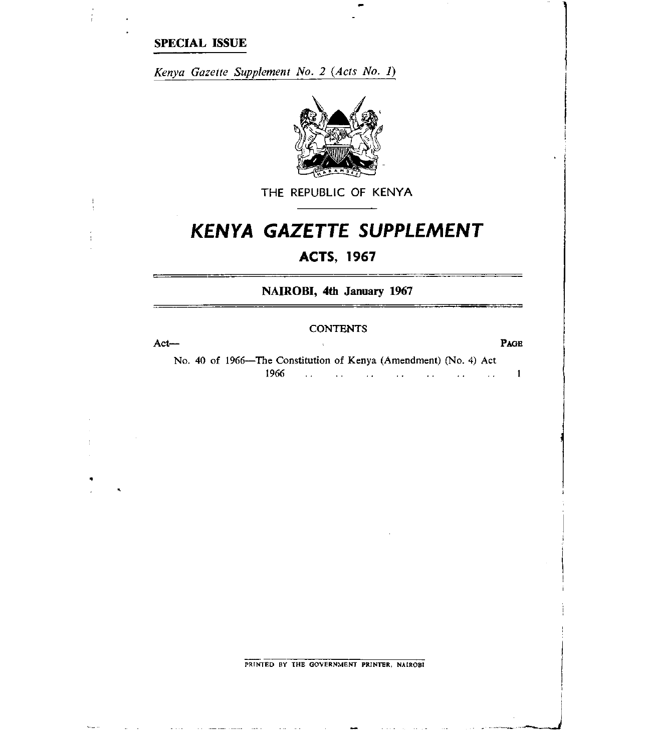**SPECIAL ISSUE**

*Kenya Gazette Supplement No. 2 (Acts No. 1)*

THE REPUBLIC OF KENYA

# KENYA GAZETTE SUPPLEMENT

## ACTS, 1967

**NAIROBI, 4th January 1967**

CONTENTS

| Act— | PAGE |
|---|---|
| No. 40 of 1966—The Constitution of Kenya (Amendment) (No. 4) Act 1966 .. .. .. .. .. .. .. | 1 |

PRINTED BY THE GOVERNMENT PRINTER, NAIROBI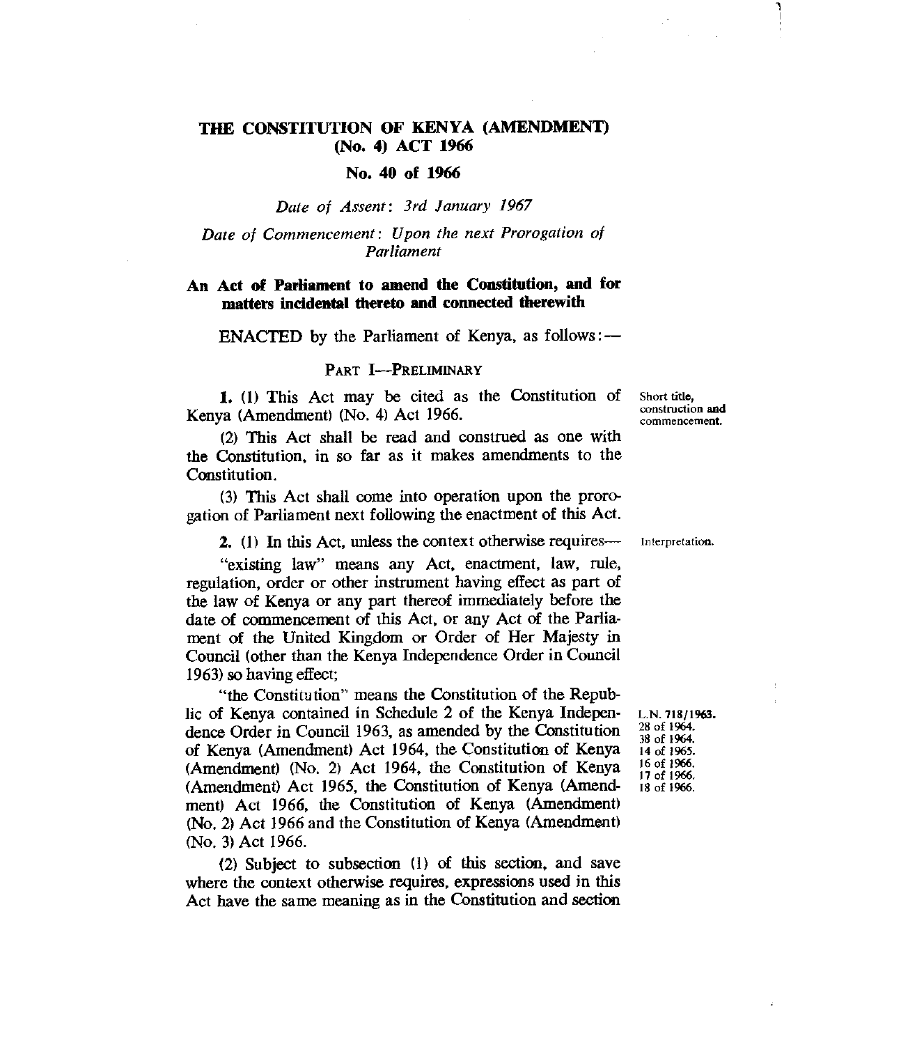# THE CONSTITUTION OF KENYA (AMENDMENT) (No. 4) ACT 1966

## No. 40 of 1966

*Date of Assent: 3rd January 1967*

*Date of Commencement: Upon the next Prorogation of Parliament*

**An Act of Parliament to amend the Constitution, and for matters incidental thereto and connected therewith**

ENACTED by the Parliament of Kenya, as follows:—

PART I—PRELIMINARY

Short title, construction and commencement.

**1.** (1) This Act may be cited as the Constitution of Kenya (Amendment) (No. 4) Act 1966.

(2) This Act shall be read and construed as one with the Constitution, in so far as it makes amendments to the Constitution.

(3) This Act shall come into operation upon the prorogation of Parliament next following the enactment of this Act.

Interpretation.

**2.** (1) In this Act, unless the context otherwise requires—

"existing law" means any Act, enactment, law, rule, regulation, order or other instrument having effect as part of the law of Kenya or any part thereof immediately before the date of commencement of this Act, or any Act of the Parliament of the United Kingdom or Order of Her Majesty in Council (other than the Kenya Independence Order in Council 1963) so having effect;

L.N. 718/1963. 28 of 1964. 38 of 1964. 14 of 1965. 16 of 1966. 17 of 1966. 18 of 1966.

"the Constitution" means the Constitution of the Republic of Kenya contained in Schedule 2 of the Kenya Independence Order in Council 1963, as amended by the Constitution of Kenya (Amendment) Act 1964, the Constitution of Kenya (Amendment) (No. 2) Act 1964, the Constitution of Kenya (Amendment) Act 1965, the Constitution of Kenya (Amendment) Act 1966, the Constitution of Kenya (Amendment) (No. 2) Act 1966 and the Constitution of Kenya (Amendment) (No. 3) Act 1966.

(2) Subject to subsection (1) of this section, and save where the context otherwise requires, expressions used in this Act have the same meaning as in the Constitution and section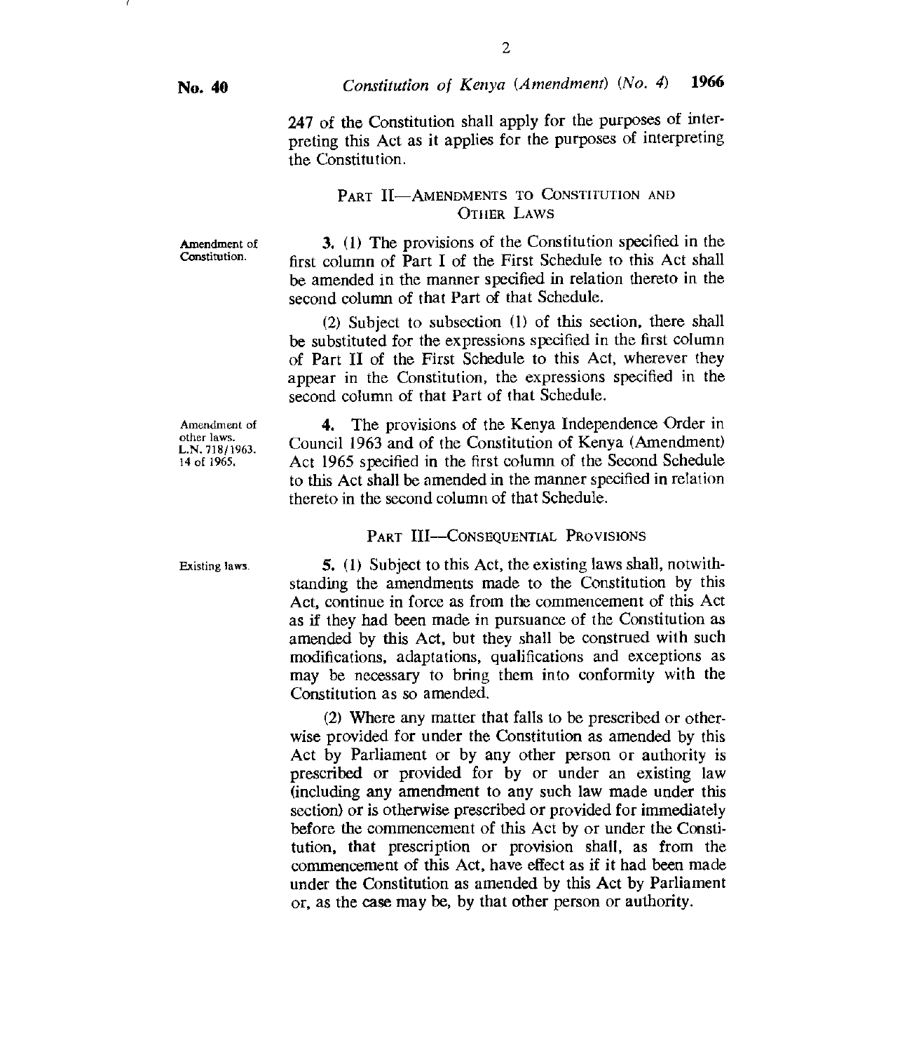247 of the Constitution shall apply for the purposes of interpreting this Act as it applies for the purposes of interpreting the Constitution.

## PART II—AMENDMENTS TO CONSTITUTION AND OTHER LAWS

Amendment of Constitution.

**3.** (1) The provisions of the Constitution specified in the first column of Part I of the First Schedule to this Act shall be amended in the manner specified in relation thereto in the second column of that Part of that Schedule.

(2) Subject to subsection (1) of this section, there shall be substituted for the expressions specified in the first column of Part II of the First Schedule to this Act, wherever they appear in the Constitution, the expressions specified in the second column of that Part of that Schedule.

Amendment of other laws. L.N. 718/1963. 14 of 1965.

**4.** The provisions of the Kenya Independence Order in Council 1963 and of the Constitution of Kenya (Amendment) Act 1965 specified in the first column of the Second Schedule to this Act shall be amended in the manner specified in relation thereto in the second column of that Schedule.

## PART III—CONSEQUENTIAL PROVISIONS

Existing laws.

**5.** (1) Subject to this Act, the existing laws shall, notwithstanding the amendments made to the Constitution by this Act, continue in force as from the commencement of this Act as if they had been made in pursuance of the Constitution as amended by this Act, but they shall be construed with such modifications, adaptations, qualifications and exceptions as may be necessary to bring them into conformity with the Constitution as so amended.

(2) Where any matter that falls to be prescribed or otherwise provided for under the Constitution as amended by this Act by Parliament or by any other person or authority is prescribed or provided for by or under an existing law (including any amendment to any such law made under this section) or is otherwise prescribed or provided for immediately before the commencement of this Act by or under the Constitution, that prescription or provision shall, as from the commencement of this Act, have effect as if it had been made under the Constitution as amended by this Act by Parliament or, as the case may be, by that other person or authority.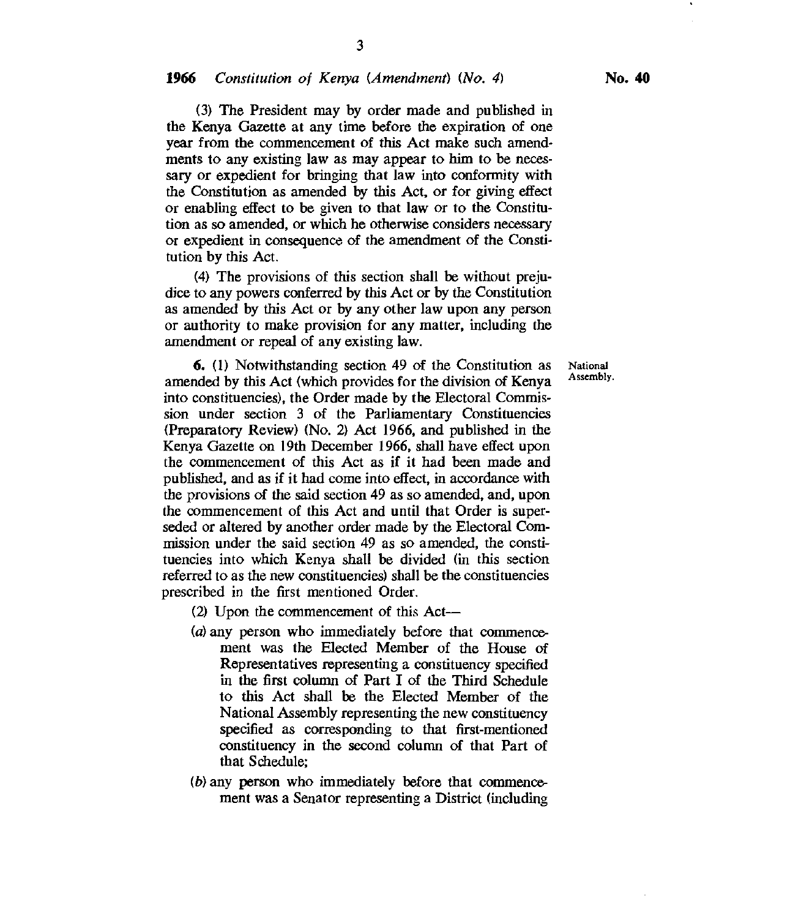(3) The President may by order made and published in the Kenya Gazette at any time before the expiration of one year from the commencement of this Act make such amendments to any existing law as may appear to him to be necessary or expedient for bringing that law into conformity with the Constitution as amended by this Act, or for giving effect or enabling effect to be given to that law or to the Constitution as so amended, or which he otherwise considers necessary or expedient in consequence of the amendment of the Constitution by this Act.

(4) The provisions of this section shall be without prejudice to any powers conferred by this Act or by the Constitution as amended by this Act or by any other law upon any person or authority to make provision for any matter, including the amendment or repeal of any existing law.

National Assembly.

**6.** (1) Notwithstanding section 49 of the Constitution as amended by this Act (which provides for the division of Kenya into constituencies), the Order made by the Electoral Commission under section 3 of the Parliamentary Constituencies (Preparatory Review) (No. 2) Act 1966, and published in the Kenya Gazette on 19th December 1966, shall have effect upon the commencement of this Act as if it had been made and published, and as if it had come into effect, in accordance with the provisions of the said section 49 as so amended, and, upon the commencement of this Act and until that Order is superseded or altered by another order made by the Electoral Commission under the said section 49 as so amended, the constituencies into which Kenya shall be divided (in this section referred to as the new constituencies) shall be the constituencies prescribed in the first mentioned Order.

(2) Upon the commencement of this Act—

(*a*) any person who immediately before that commencement was the Elected Member of the House of Representatives representing a constituency specified in the first column of Part I of the Third Schedule to this Act shall be the Elected Member of the National Assembly representing the new constituency specified as corresponding to that first-mentioned constituency in the second column of that Part of that Schedule;

(*b*) any person who immediately before that commencement was a Senator representing a District (including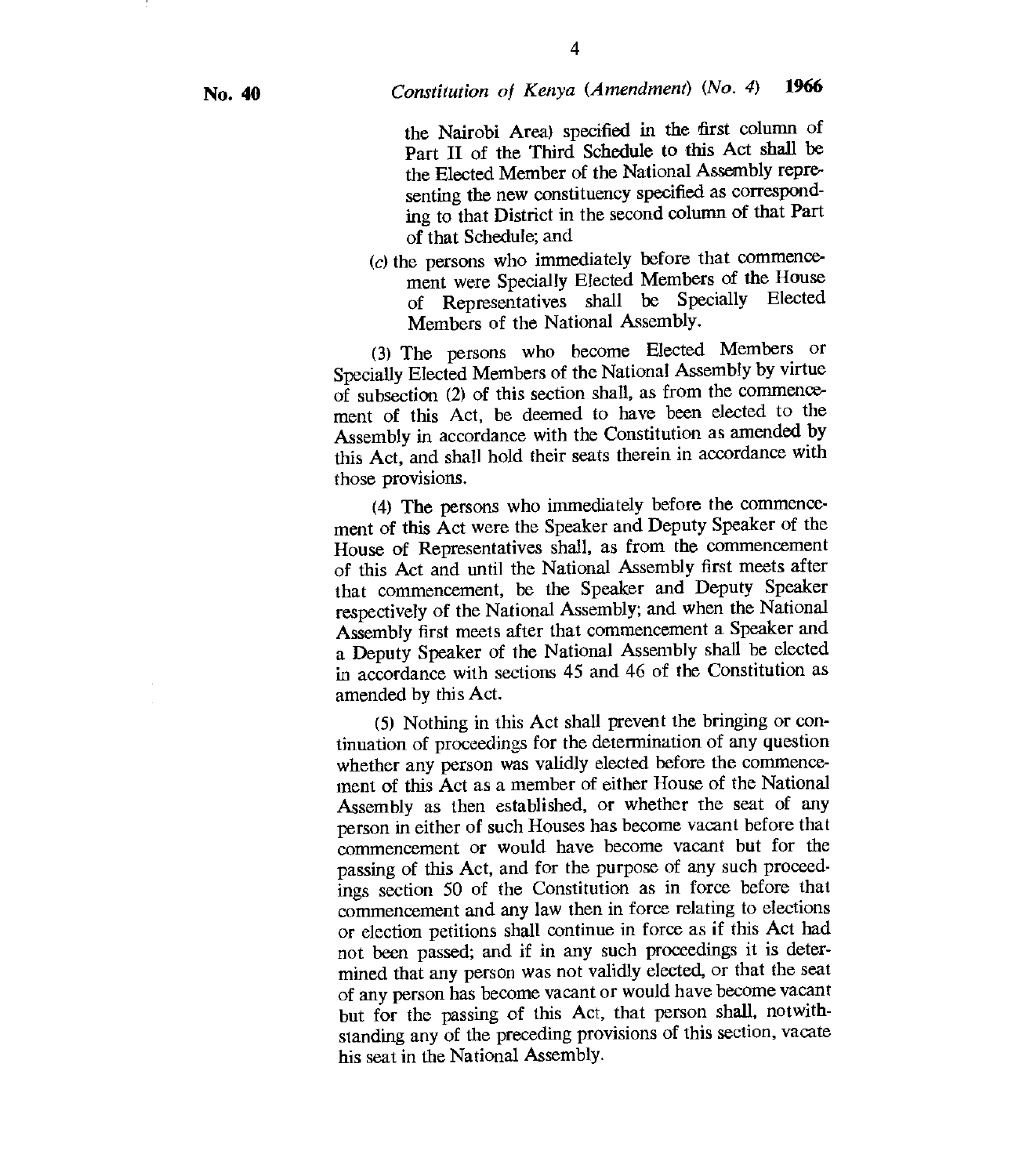the Nairobi Area) specified in the first column of Part II of the Third Schedule to this Act shall be the Elected Member of the National Assembly representing the new constituency specified as corresponding to that District in the second column of that Part of that Schedule; and

(c) the persons who immediately before that commencement were Specially Elected Members of the House of Representatives shall be Specially Elected Members of the National Assembly.

(3) The persons who become Elected Members or Specially Elected Members of the National Assembly by virtue of subsection (2) of this section shall, as from the commencement of this Act, be deemed to have been elected to the Assembly in accordance with the Constitution as amended by this Act, and shall hold their seats therein in accordance with those provisions.

(4) The persons who immediately before the commencement of this Act were the Speaker and Deputy Speaker of the House of Representatives shall, as from the commencement of this Act and until the National Assembly first meets after that commencement, be the Speaker and Deputy Speaker respectively of the National Assembly; and when the National Assembly first meets after that commencement a Speaker and a Deputy Speaker of the National Assembly shall be elected in accordance with sections 45 and 46 of the Constitution as amended by this Act.

(5) Nothing in this Act shall prevent the bringing or continuation of proceedings for the determination of any question whether any person was validly elected before the commencement of this Act as a member of either House of the National Assembly as then established, or whether the seat of any person in either of such Houses has become vacant before that commencement or would have become vacant but for the passing of this Act, and for the purpose of any such proceedings section 50 of the Constitution as in force before that commencement and any law then in force relating to elections or election petitions shall continue in force as if this Act had not been passed; and if in any such proceedings it is determined that any person was not validly elected, or that the seat of any person has become vacant or would have become vacant but for the passing of this Act, that person shall, notwithstanding any of the preceding provisions of this section, vacate his seat in the National Assembly.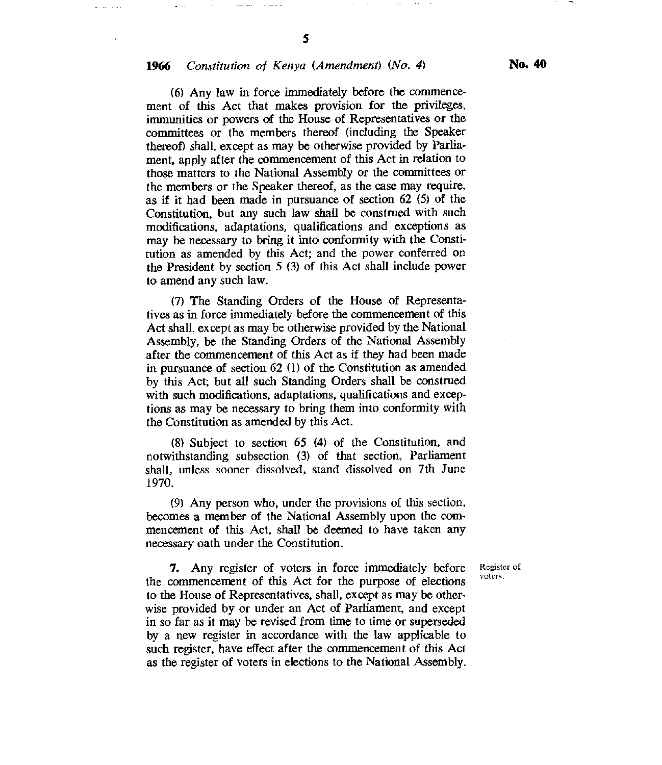(6) Any law in force immediately before the commencement of this Act that makes provision for the privileges, immunities or powers of the House of Representatives or the committees or the members thereof (including the Speaker thereof) shall, except as may be otherwise provided by Parliament, apply after the commencement of this Act in relation to those matters to the National Assembly or the committees or the members or the Speaker thereof, as the case may require, as if it had been made in pursuance of section 62 (5) of the Constitution, but any such law shall be construed with such modifications, adaptations, qualifications and exceptions as may be necessary to bring it into conformity with the Constitution as amended by this Act; and the power conferred on the President by section 5 (3) of this Act shall include power to amend any such law.

(7) The Standing Orders of the House of Representatives as in force immediately before the commencement of this Act shall, except as may be otherwise provided by the National Assembly, be the Standing Orders of the National Assembly after the commencement of this Act as if they had been made in pursuance of section 62 (1) of the Constitution as amended by this Act; but all such Standing Orders shall be construed with such modifications, adaptations, qualifications and exceptions as may be necessary to bring them into conformity with the Constitution as amended by this Act.

(8) Subject to section 65 (4) of the Constitution, and notwithstanding subsection (3) of that section, Parliament shall, unless sooner dissolved, stand dissolved on 7th June 1970.

(9) Any person who, under the provisions of this section, becomes a member of the National Assembly upon the commencement of this Act, shall be deemed to have taken any necessary oath under the Constitution.

Register of voters.

**7.** Any register of voters in force immediately before the commencement of this Act for the purpose of elections to the House of Representatives, shall, except as may be otherwise provided by or under an Act of Parliament, and except in so far as it may be revised from time to time or superseded by a new register in accordance with the law applicable to such register, have effect after the commencement of this Act as the register of voters in elections to the National Assembly.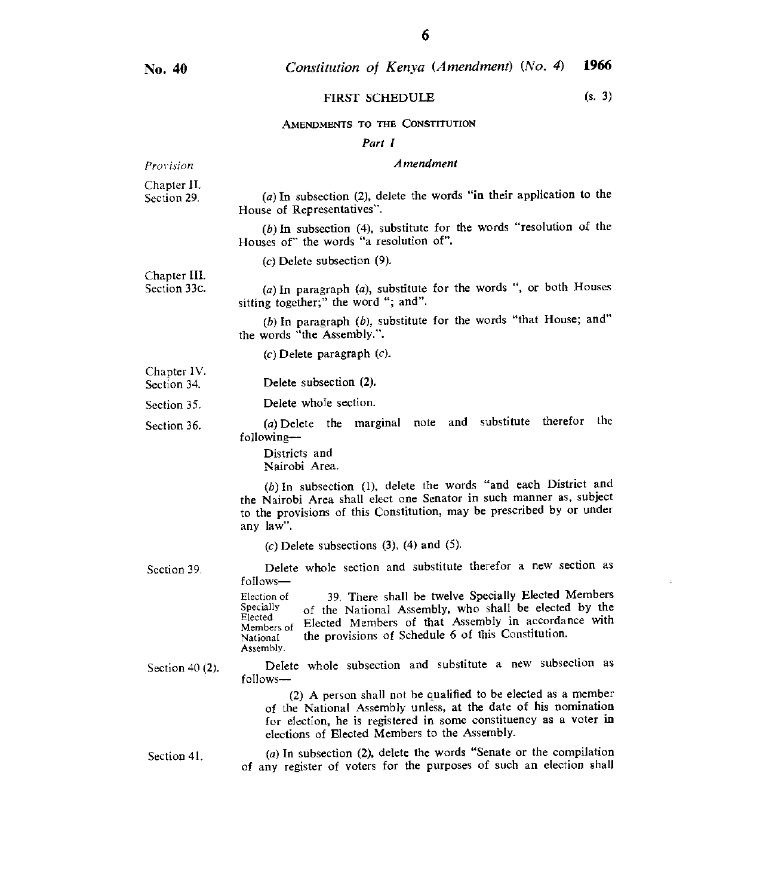No. 40 *Constitution of Kenya (Amendment) (No. 4)* **1966**

## FIRST SCHEDULE (s. 3)

### AMENDMENTS TO THE CONSTITUTION

*Part I*

| *Provision* | *Amendment* |
|---|---|
| Chapter II. Section 29. | (*a*) In subsection (2), delete the words "in their application to the House of Representatives". |
| | (*b*) In subsection (4), substitute for the words "resolution of the Houses of" the words "a resolution of". |
| | (*c*) Delete subsection (9). |
| Chapter III. Section 33c. | (*a*) In paragraph (*a*), substitute for the words ", or both Houses sitting together;" the word "; and". |
| | (*b*) In paragraph (*b*), substitute for the words "that House; and" the words "the Assembly.". |
| | (*c*) Delete paragraph (*c*). |
| Chapter IV. Section 34. | Delete subsection (2). |
| Section 35. | Delete whole section. |
| Section 36. | (*a*) Delete the marginal note and substitute therefor the following— Districts and Nairobi Area. |
| | (*b*) In subsection (1), delete the words "and each District and the Nairobi Area shall elect one Senator in such manner as, subject to the provisions of this Constitution, may be prescribed by or under any law". |
| | (*c*) Delete subsections (3), (4) and (5). |
| Section 39. | Delete whole section and substitute therefor a new section as follows— |
| | *Election of Specially Elected Members of National Assembly.* 39. There shall be twelve Specially Elected Members of the National Assembly, who shall be elected by the Elected Members of that Assembly in accordance with the provisions of Schedule 6 of this Constitution. |
| Section 40 (2). | Delete whole subsection and substitute a new subsection as follows— |
| | (2) A person shall not be qualified to be elected as a member of the National Assembly unless, at the date of his nomination for election, he is registered in some constituency as a voter in elections of Elected Members to the Assembly. |
| Section 41. | (*a*) In subsection (2), delete the words "Senate or the compilation of any register of voters for the purposes of such an election shall |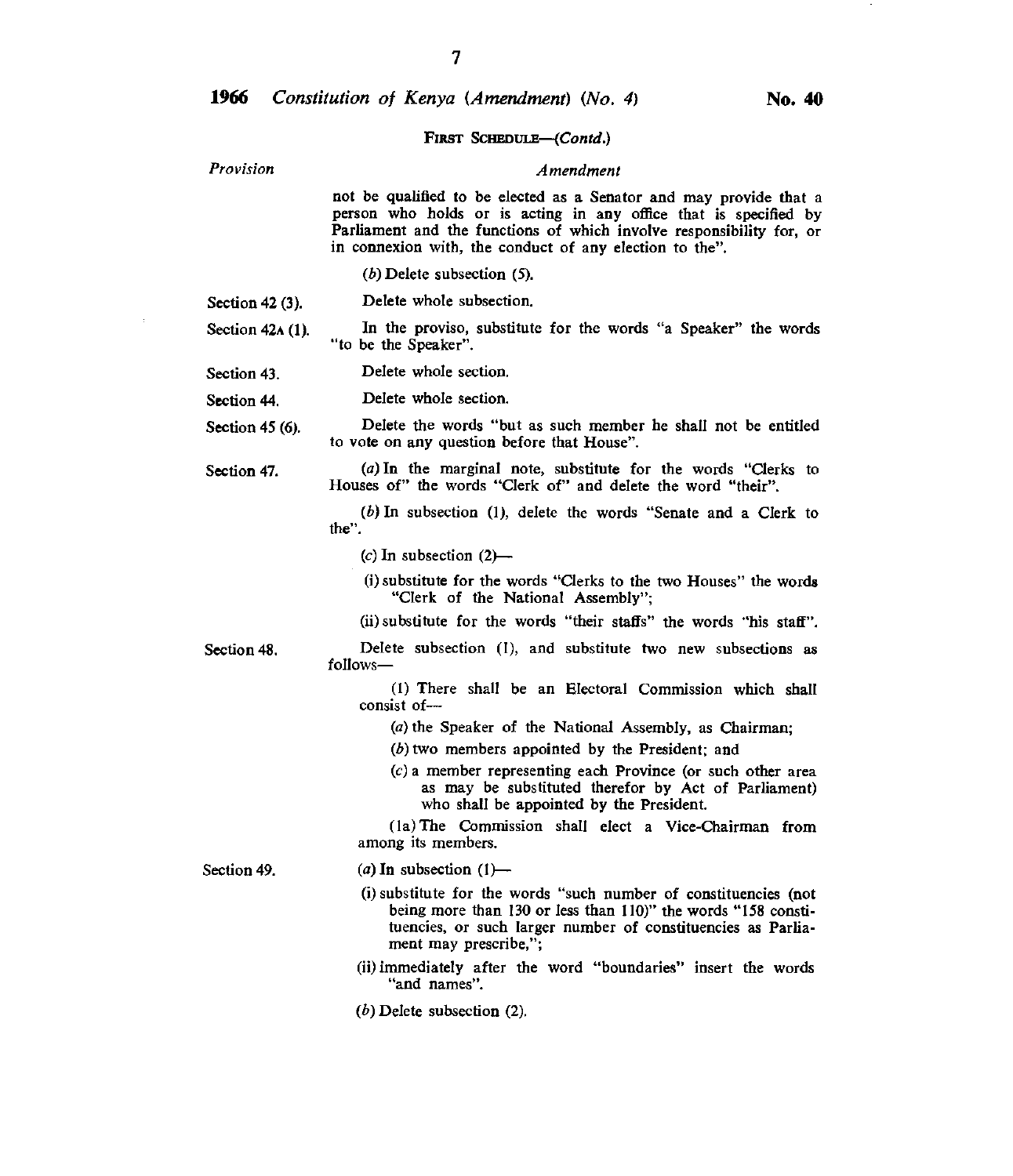**FIRST SCHEDULE—(*Contd.*)**

| *Provision* | *Amendment* |
|---|---|
| | not be qualified to be elected as a Senator and may provide that a person who holds or is acting in any office that is specified by Parliament and the functions of which involve responsibility for, or in connexion with, the conduct of any election to the". |
| | (*b*) Delete subsection (5). |
| Section 42 (3). | Delete whole subsection. |
| Section 42A (1). | In the proviso, substitute for the words "a Speaker" the words "to be the Speaker". |
| Section 43. | Delete whole section. |
| Section 44. | Delete whole section. |
| Section 45 (6). | Delete the words "but as such member he shall not be entitled to vote on any question before that House". |
| Section 47. | (*a*) In the marginal note, substitute for the words "Clerks to Houses of" the words "Clerk of" and delete the word "their". |
| | (*b*) In subsection (1), delete the words "Senate and a Clerk to the". |
| | (*c*) In subsection (2)— |
| | (i) substitute for the words "Clerks to the two Houses" the words "Clerk of the National Assembly"; |
| | (ii) substitute for the words "their staffs" the words "his staff". |
| Section 48. | Delete subsection (1), and substitute two new subsections as follows— |
| | (1) There shall be an Electoral Commission which shall consist of— |
| | (*a*) the Speaker of the National Assembly, as Chairman; |
| | (*b*) two members appointed by the President; and |
| | (*c*) a member representing each Province (or such other area as may be substituted therefor by Act of Parliament) who shall be appointed by the President. |
| | (1a) The Commission shall elect a Vice-Chairman from among its members. |
| Section 49. | (*a*) In subsection (1)— |
| | (i) substitute for the words "such number of constituencies (not being more than 130 or less than 110)" the words "158 constituencies, or such larger number of constituencies as Parliament may prescribe,"; |
| | (ii) immediately after the word "boundaries" insert the words "and names". |
| | (*b*) Delete subsection (2). |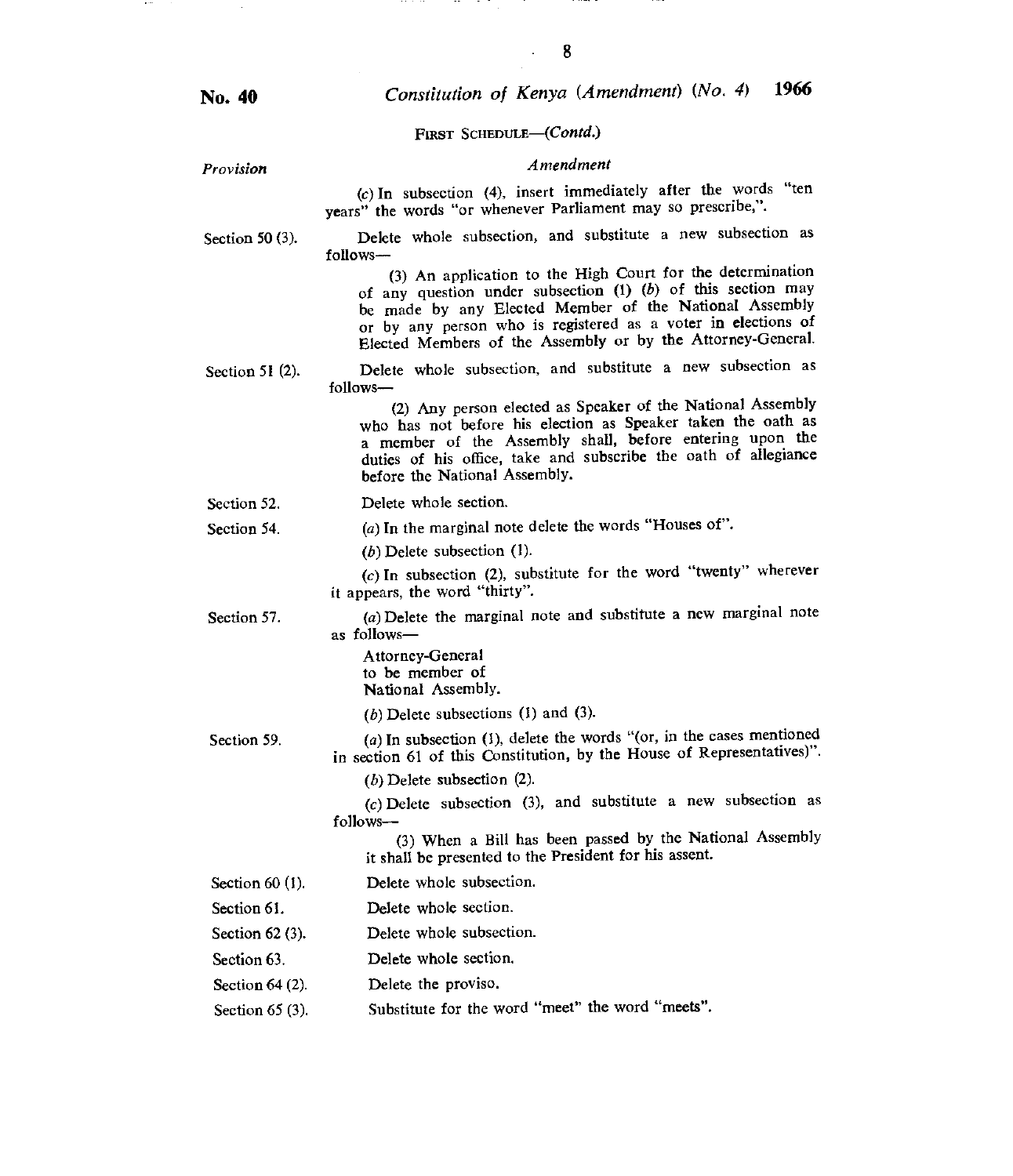FIRST SCHEDULE—*(Contd.)*

| *Provision* | *Amendment* |
| --- | --- |
| | (*c*) In subsection (4), insert immediately after the words "ten years" the words "or whenever Parliament may so prescribe,". |
| Section 50 (3). | Delete whole subsection, and substitute a new subsection as follows—<br>(3) An application to the High Court for the determination of any question under subsection (1) (*b*) of this section may be made by any Elected Member of the National Assembly or by any person who is registered as a voter in elections of Elected Members of the Assembly or by the Attorney-General. |
| Section 51 (2). | Delete whole subsection, and substitute a new subsection as follows—<br>(2) Any person elected as Speaker of the National Assembly who has not before his election as Speaker taken the oath as a member of the Assembly shall, before entering upon the duties of his office, take and subscribe the oath of allegiance before the National Assembly. |
| Section 52. | Delete whole section. |
| Section 54. | (*a*) In the marginal note delete the words "Houses of".<br>(*b*) Delete subsection (1).<br>(*c*) In subsection (2), substitute for the word "twenty" wherever it appears, the word "thirty". |
| Section 57. | (*a*) Delete the marginal note and substitute a new marginal note as follows—<br>Attorney-General to be member of National Assembly.<br>(*b*) Delete subsections (1) and (3). |
| Section 59. | (*a*) In subsection (1), delete the words "(or, in the cases mentioned in section 61 of this Constitution, by the House of Representatives)".<br>(*b*) Delete subsection (2).<br>(*c*) Delete subsection (3), and substitute a new subsection as follows—<br>(3) When a Bill has been passed by the National Assembly it shall be presented to the President for his assent. |
| Section 60 (1). | Delete whole subsection. |
| Section 61. | Delete whole section. |
| Section 62 (3). | Delete whole subsection. |
| Section 63. | Delete whole section. |
| Section 64 (2). | Delete the proviso. |
| Section 65 (3). | Substitute for the word "meet" the word "meets". |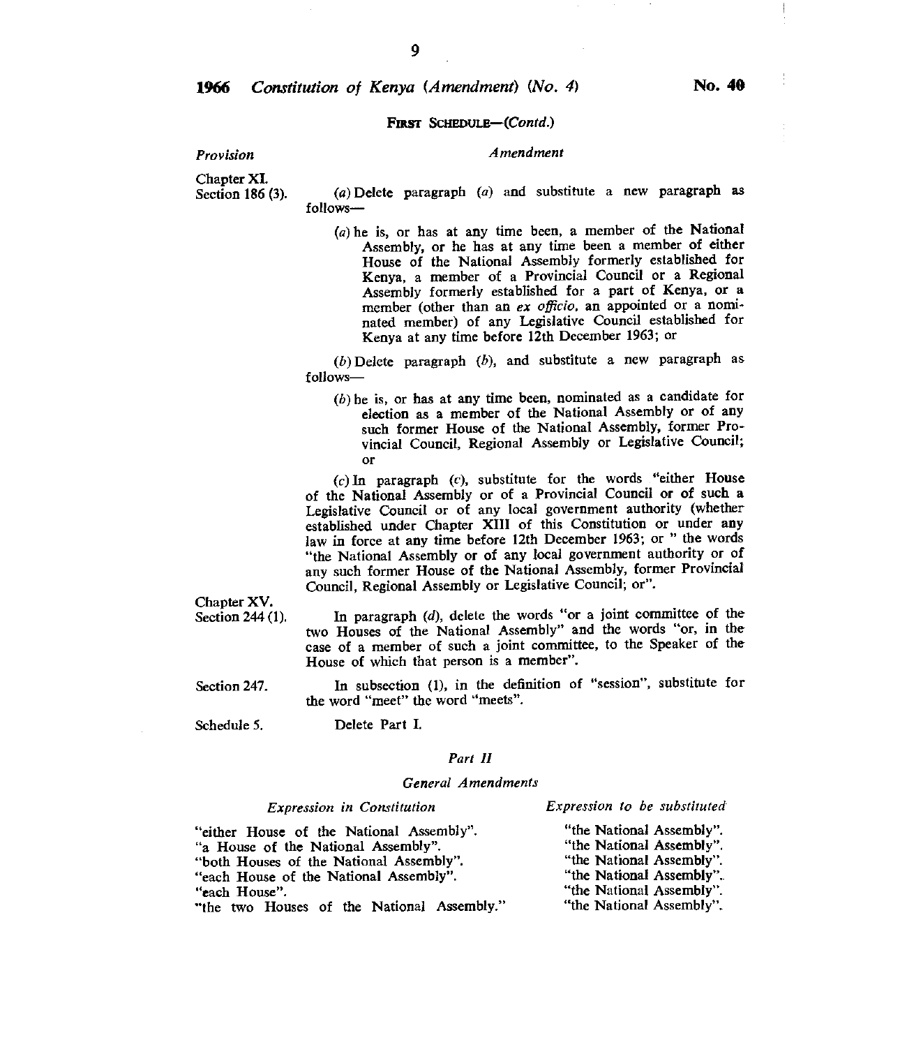FIRST SCHEDULE—(*Contd.*)

| *Provision* | *Amendment* |
|---|---|
| Chapter XI. Section 186 (3). | (*a*) Delete paragraph (*a*) and substitute a new paragraph as follows—<br><br>(*a*) he is, or has at any time been, a member of the National Assembly, or he has at any time been a member of either House of the National Assembly formerly established for Kenya, a member of a Provincial Council or a Regional Assembly formerly established for a part of Kenya, or a member (other than an *ex officio*, an appointed or a nominated member) of any Legislative Council established for Kenya at any time before 12th December 1963; or<br><br>(*b*) Delete paragraph (*b*), and substitute a new paragraph as follows—<br><br>(*b*) he is, or has at any time been, nominated as a candidate for election as a member of the National Assembly or of any such former House of the National Assembly, former Provincial Council, Regional Assembly or Legislative Council; or<br><br>(*c*) In paragraph (*c*), substitute for the words "either House of the National Assembly or of a Provincial Council or of such a Legislative Council or of any local government authority (whether established under Chapter XIII of this Constitution or under any law in force at any time before 12th December 1963; or " the words "the National Assembly or of any local government authority or of any such former House of the National Assembly, former Provincial Council, Regional Assembly or Legislative Council; or". |
| Chapter XV. Section 244 (1). | In paragraph (*d*), delete the words "or a joint committee of the two Houses of the National Assembly" and the words "or, in the case of a member of such a joint committee, to the Speaker of the House of which that person is a member". |
| Section 247. | In subsection (1), in the definition of "session", substitute for the word "meet" the word "meets". |
| Schedule 5. | Delete Part I. |

*Part II*

*General Amendments*

| *Expression in Constitution* | *Expression to be substituted* |
|---|---|
| "either House of the National Assembly". | "the National Assembly". |
| "a House of the National Assembly". | "the National Assembly". |
| "both Houses of the National Assembly". | "the National Assembly". |
| "each House of the National Assembly". | "the National Assembly". |
| "each House". | "the National Assembly". |
| "the two Houses of the National Assembly." | "the National Assembly". |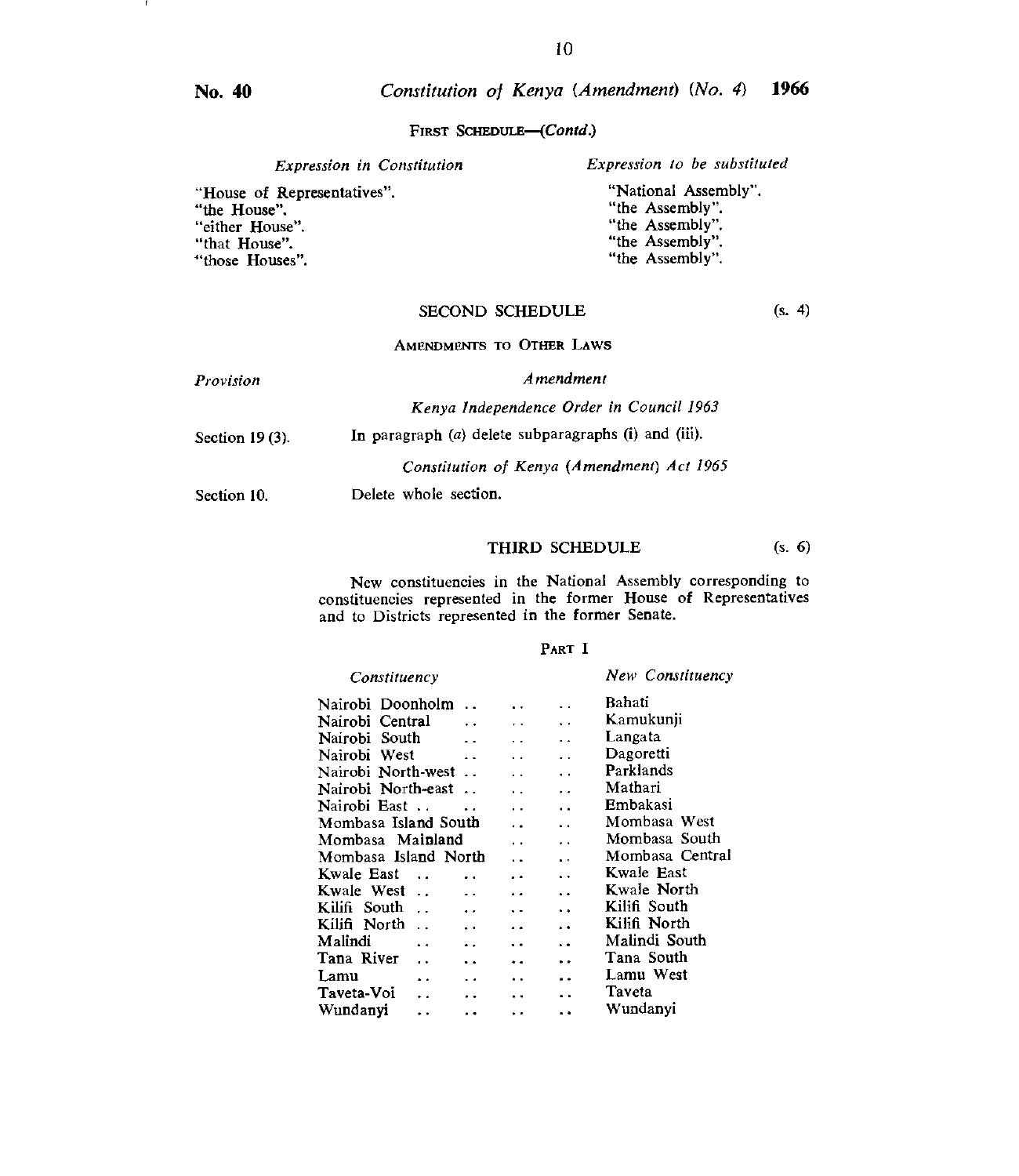FIRST SCHEDULE—(*Contd.*)

| *Expression in Constitution* | *Expression to be substituted* |
|---|---|
| "House of Representatives". | "National Assembly". |
| "the House". | "the Assembly". |
| "either House". | "the Assembly". |
| "that House". | "the Assembly". |
| "those Houses". | "the Assembly". |

## SECOND SCHEDULE (s. 4)

AMENDMENTS TO OTHER LAWS

| *Provision* | *Amendment* |
|---|---|
| | *Kenya Independence Order in Council 1963* |
| Section 19 (3). | In paragraph (*a*) delete subparagraphs (i) and (iii). |
| | *Constitution of Kenya (Amendment) Act 1965* |
| Section 10. | Delete whole section. |

## THIRD SCHEDULE (s. 6)

New constituencies in the National Assembly corresponding to constituencies represented in the former House of Representatives and to Districts represented in the former Senate.

PART I

| *Constituency* | *New Constituency* |
|---|---|
| Nairobi Doonholm | Bahati |
| Nairobi Central | Kamukunji |
| Nairobi South | Langata |
| Nairobi West | Dagoretti |
| Nairobi North-west | Parklands |
| Nairobi North-east | Mathari |
| Nairobi East | Embakasi |
| Mombasa Island South | Mombasa West |
| Mombasa Mainland | Mombasa South |
| Mombasa Island North | Mombasa Central |
| Kwale East | Kwale East |
| Kwale West | Kwale North |
| Kilifi South | Kilifi South |
| Kilifi North | Kilifi North |
| Malindi | Malindi South |
| Tana River | Tana South |
| Lamu | Lamu West |
| Taveta-Voi | Taveta |
| Wundanyi | Wundanyi |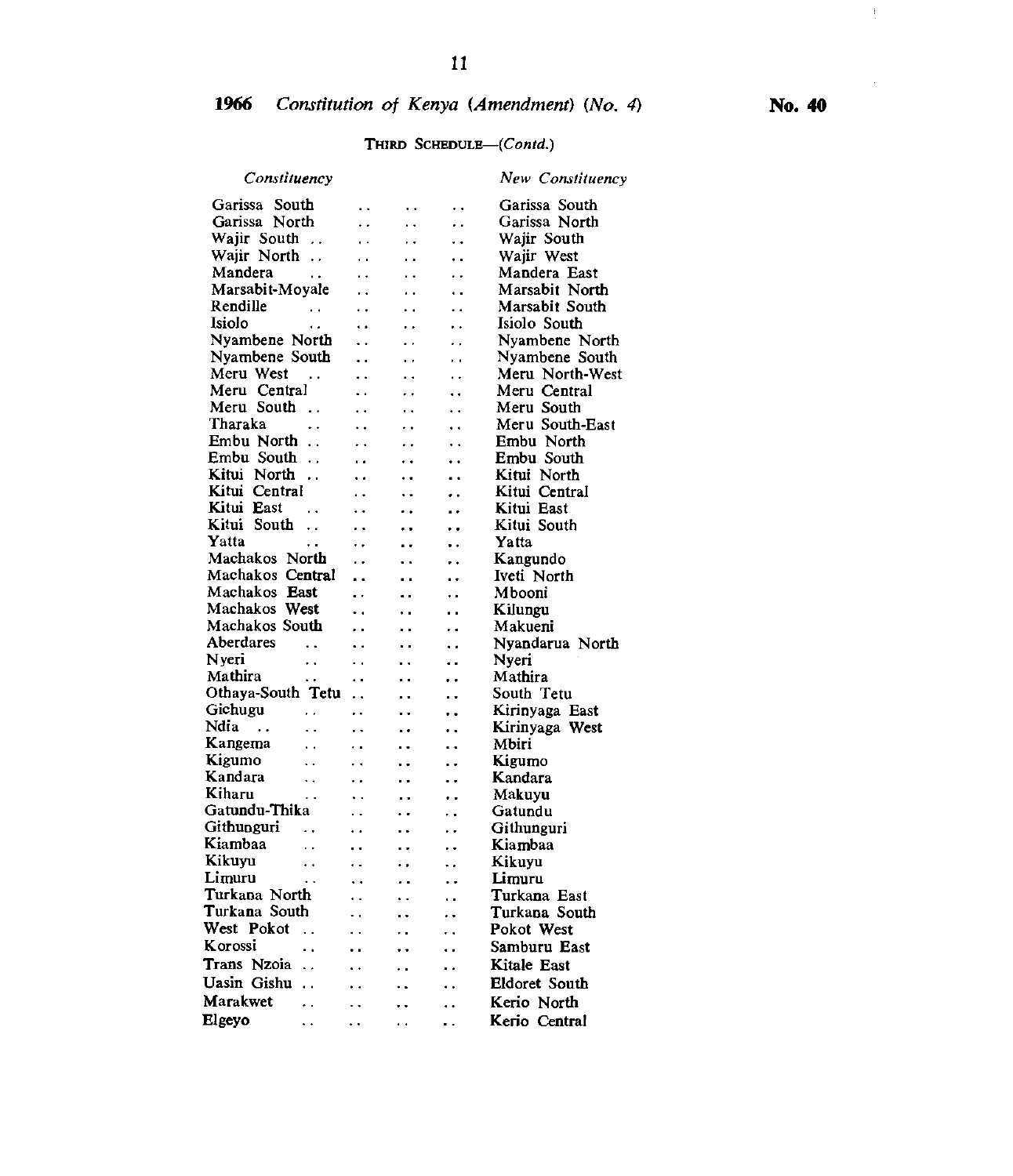THIRD SCHEDULE—*(Contd.)*

| *Constituency* | *New Constituency* |
|---|---|
| Garissa South | Garissa South |
| Garissa North | Garissa North |
| Wajir South | Wajir South |
| Wajir North | Wajir West |
| Mandera | Mandera East |
| Marsabit-Moyale | Marsabit North |
| Rendille | Marsabit South |
| Isiolo | Isiolo South |
| Nyambene North | Nyambene North |
| Nyambene South | Nyambene South |
| Meru West | Meru North-West |
| Meru Central | Meru Central |
| Meru South | Meru South |
| Tharaka | Meru South-East |
| Embu North | Embu North |
| Embu South | Embu South |
| Kitui North | Kitui North |
| Kitui Central | Kitui Central |
| Kitui East | Kitui East |
| Kitui South | Kitui South |
| Yatta | Yatta |
| Machakos North | Kangundo |
| Machakos Central | Iveti North |
| Machakos East | Mbooni |
| Machakos West | Kilungu |
| Machakos South | Makueni |
| Aberdares | Nyandarua North |
| Nyeri | Nyeri |
| Mathira | Mathira |
| Othaya-South Tetu | South Tetu |
| Gichugu | Kirinyaga East |
| Ndia | Kirinyaga West |
| Kangema | Mbiri |
| Kigumo | Kigumo |
| Kandara | Kandara |
| Kiharu | Makuyu |
| Gatundu-Thika | Gatundu |
| Githunguri | Githunguri |
| Kiambaa | Kiambaa |
| Kikuyu | Kikuyu |
| Limuru | Limuru |
| Turkana North | Turkana East |
| Turkana South | Turkana South |
| West Pokot | Pokot West |
| Korossi | Samburu East |
| Trans Nzoia | Kitale East |
| Uasin Gishu | Eldoret South |
| Marakwet | Kerio North |
| Elgeyo | Kerio Central |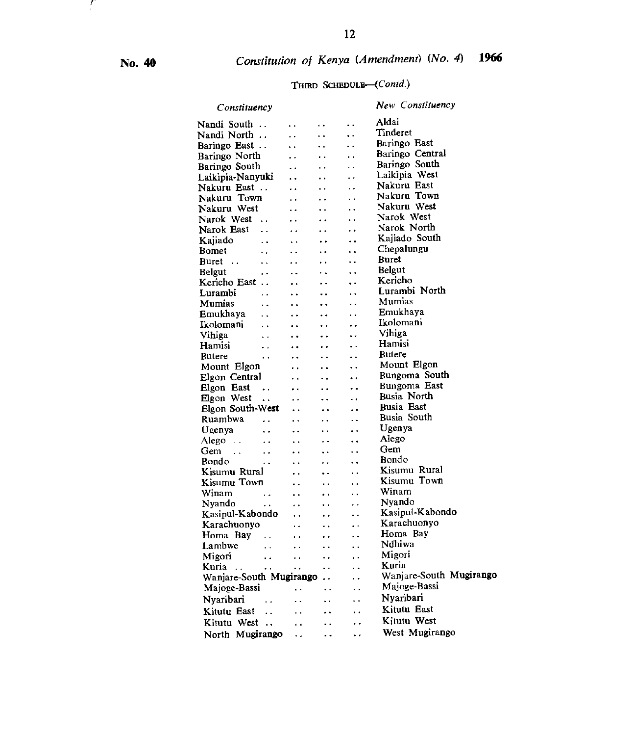No. 40 *Constitution of Kenya (Amendment) (No. 4)* **1966**

THIRD SCHEDULE—(*Contd.*)

| *Constituency* | *New Constituency* |
|---|---|
| Nandi South | Aldai |
| Nandi North | Tinderet |
| Baringo East | Baringo East |
| Baringo North | Baringo Central |
| Baringo South | Baringo South |
| Laikipia-Nanyuki | Laikipia West |
| Nakuru East | Nakuru East |
| Nakuru Town | Nakuru Town |
| Nakuru West | Nakuru West |
| Narok West | Narok West |
| Narok East | Narok North |
| Kajiado | Kajiado South |
| Bomet | Chepalungu |
| Buret | Buret |
| Belgut | Belgut |
| Kericho East | Kericho |
| Lurambi | Lurambi North |
| Mumias | Mumias |
| Emukhaya | Emukhaya |
| Ikolomani | Ikolomani |
| Vihiga | Vihiga |
| Hamisi | Hamisi |
| Butere | Butere |
| Mount Elgon | Mount Elgon |
| Elgon Central | Bungoma South |
| Elgon East | Bungoma East |
| Elgon West | Busia North |
| Elgon South-West | Busia East |
| Ruambwa | Busia South |
| Ugenya | Ugenya |
| Alego | Alego |
| Gem | Gem |
| Bondo | Bondo |
| Kisumu Rural | Kisumu Rural |
| Kisumu Town | Kisumu Town |
| Winam | Winam |
| Nyando | Nyando |
| Kasipul-Kabondo | Kasipul-Kabondo |
| Karachuonyo | Karachuonyo |
| Homa Bay | Homa Bay |
| Lambwe | Ndhiwa |
| Migori | Migori |
| Kuria | Kuria |
| Wanjare-South Mugirango | Wanjare-South Mugirango |
| Majoge-Bassi | Majoge-Bassi |
| Nyaribari | Nyaribari |
| Kitutu East | Kitutu East |
| Kitutu West | Kitutu West |
| North Mugirango | West Mugirango |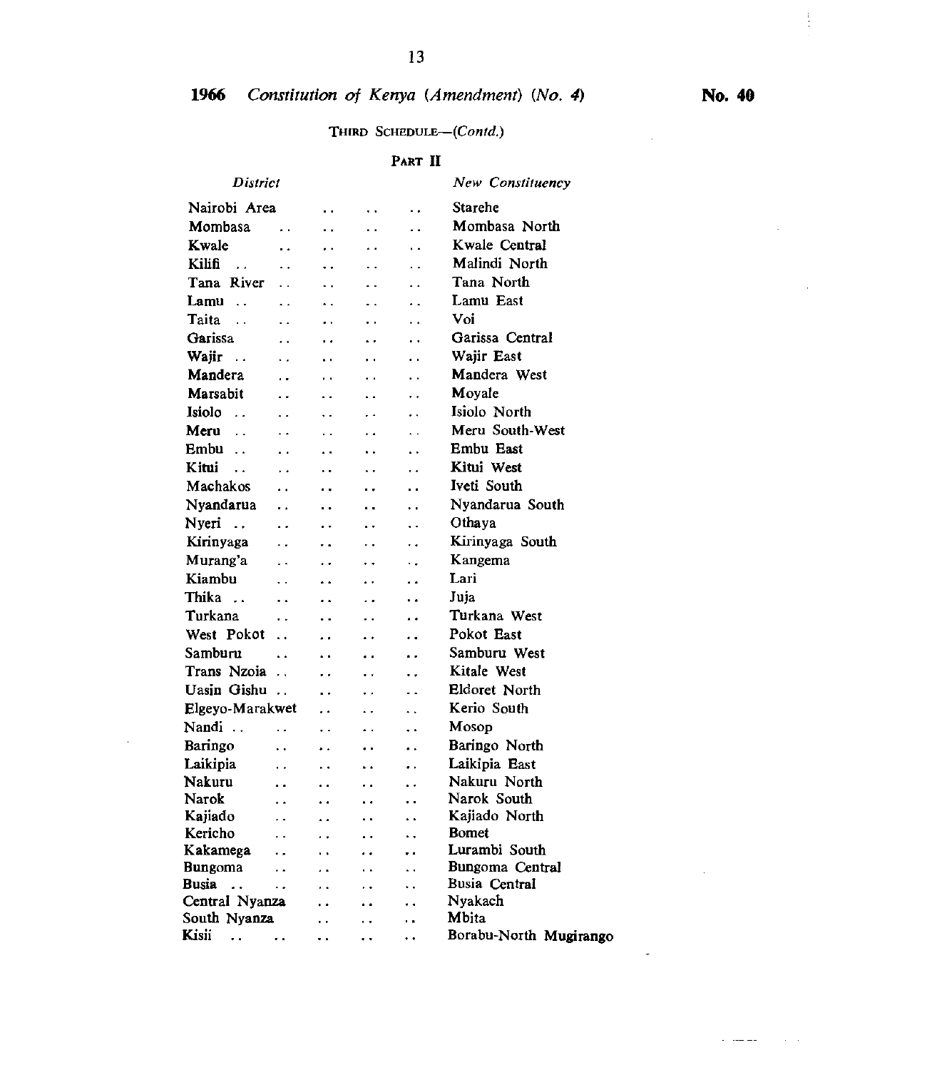THIRD SCHEDULE—(*Contd.*)

PART II

| *District* | *New Constituency* |
|---|---|
| Nairobi Area | Starehe |
| Mombasa | Mombasa North |
| Kwale | Kwale Central |
| Kilifi | Malindi North |
| Tana River | Tana North |
| Lamu | Lamu East |
| Taita | Voi |
| Garissa | Garissa Central |
| Wajir | Wajir East |
| Mandera | Mandera West |
| Marsabit | Moyale |
| Isiolo | Isiolo North |
| Meru | Meru South-West |
| Embu | Embu East |
| Kitui | Kitui West |
| Machakos | Iveti South |
| Nyandarua | Nyandarua South |
| Nyeri | Othaya |
| Kirinyaga | Kirinyaga South |
| Murang'a | Kangema |
| Kiambu | Lari |
| Thika | Juja |
| Turkana | Turkana West |
| West Pokot | Pokot East |
| Samburu | Samburu West |
| Trans Nzoia | Kitale West |
| Uasin Gishu | Eldoret North |
| Elgeyo-Marakwet | Kerio South |
| Nandi | Mosop |
| Baringo | Baringo North |
| Laikipia | Laikipia East |
| Nakuru | Nakuru North |
| Narok | Narok South |
| Kajiado | Kajiado North |
| Kericho | Bomet |
| Kakamega | Lurambi South |
| Bungoma | Bungoma Central |
| Busia | Busia Central |
| Central Nyanza | Nyakach |
| South Nyanza | Mbita |
| Kisii | Borabu-North Mugirango |